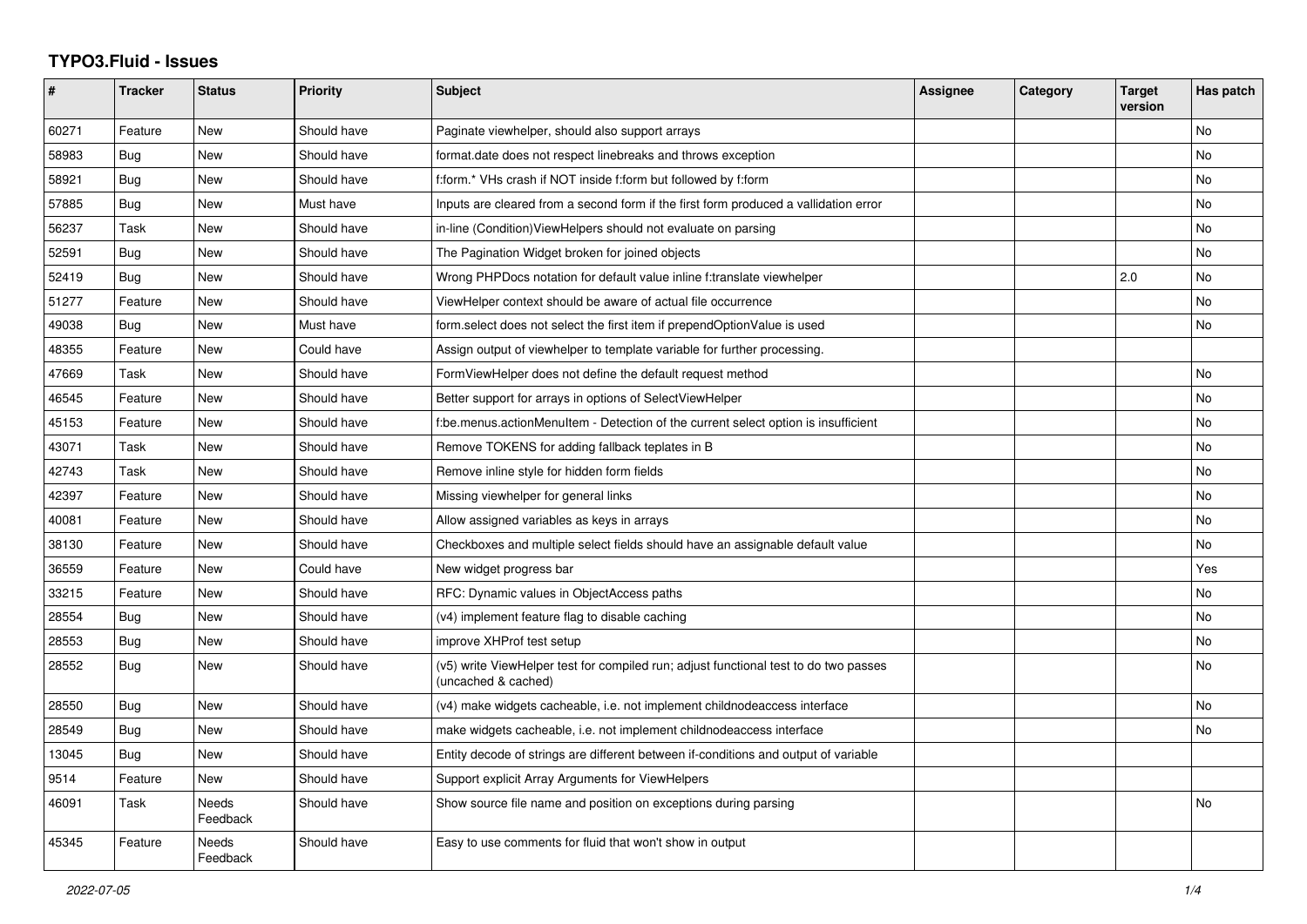# TYPO3.Fluid - Issues

| # | Tracker | Status | Priority | Subject | Assignee | Category | Target version | Has patch |
|---|---|---|---|---|---|---|---|---|
| 60271 | Feature | New | Should have | Paginate viewhelper, should also support arrays | | | | No |
| 58983 | Bug | New | Should have | format.date does not respect linebreaks and throws exception | | | | No |
| 58921 | Bug | New | Should have | f:form.* VHs crash if NOT inside f:form but followed by f:form | | | | No |
| 57885 | Bug | New | Must have | Inputs are cleared from a second form if the first form produced a vallidation error | | | | No |
| 56237 | Task | New | Should have | in-line (Condition)ViewHelpers should not evaluate on parsing | | | | No |
| 52591 | Bug | New | Should have | The Pagination Widget broken for joined objects | | | | No |
| 52419 | Bug | New | Should have | Wrong PHPDocs notation for default value inline f:translate viewhelper | | | 2.0 | No |
| 51277 | Feature | New | Should have | ViewHelper context should be aware of actual file occurrence | | | | No |
| 49038 | Bug | New | Must have | form.select does not select the first item if prependOptionValue is used | | | | No |
| 48355 | Feature | New | Could have | Assign output of viewhelper to template variable for further processing. | | | | |
| 47669 | Task | New | Should have | FormViewHelper does not define the default request method | | | | No |
| 46545 | Feature | New | Should have | Better support for arrays in options of SelectViewHelper | | | | No |
| 45153 | Feature | New | Should have | f:be.menus.actionMenuItem - Detection of the current select option is insufficient | | | | No |
| 43071 | Task | New | Should have | Remove TOKENS for adding fallback teplates in B | | | | No |
| 42743 | Task | New | Should have | Remove inline style for hidden form fields | | | | No |
| 42397 | Feature | New | Should have | Missing viewhelper for general links | | | | No |
| 40081 | Feature | New | Should have | Allow assigned variables as keys in arrays | | | | No |
| 38130 | Feature | New | Should have | Checkboxes and multiple select fields should have an assignable default value | | | | No |
| 36559 | Feature | New | Could have | New widget progress bar | | | | Yes |
| 33215 | Feature | New | Should have | RFC: Dynamic values in ObjectAccess paths | | | | No |
| 28554 | Bug | New | Should have | (v4) implement feature flag to disable caching | | | | No |
| 28553 | Bug | New | Should have | improve XHProf test setup | | | | No |
| 28552 | Bug | New | Should have | (v5) write ViewHelper test for compiled run; adjust functional test to do two passes (uncached & cached) | | | | No |
| 28550 | Bug | New | Should have | (v4) make widgets cacheable, i.e. not implement childnodeaccess interface | | | | No |
| 28549 | Bug | New | Should have | make widgets cacheable, i.e. not implement childnodeaccess interface | | | | No |
| 13045 | Bug | New | Should have | Entity decode of strings are different between if-conditions and output of variable | | | | |
| 9514 | Feature | New | Should have | Support explicit Array Arguments for ViewHelpers | | | | |
| 46091 | Task | Needs Feedback | Should have | Show source file name and position on exceptions during parsing | | | | No |
| 45345 | Feature | Needs Feedback | Should have | Easy to use comments for fluid that won't show in output | | | | |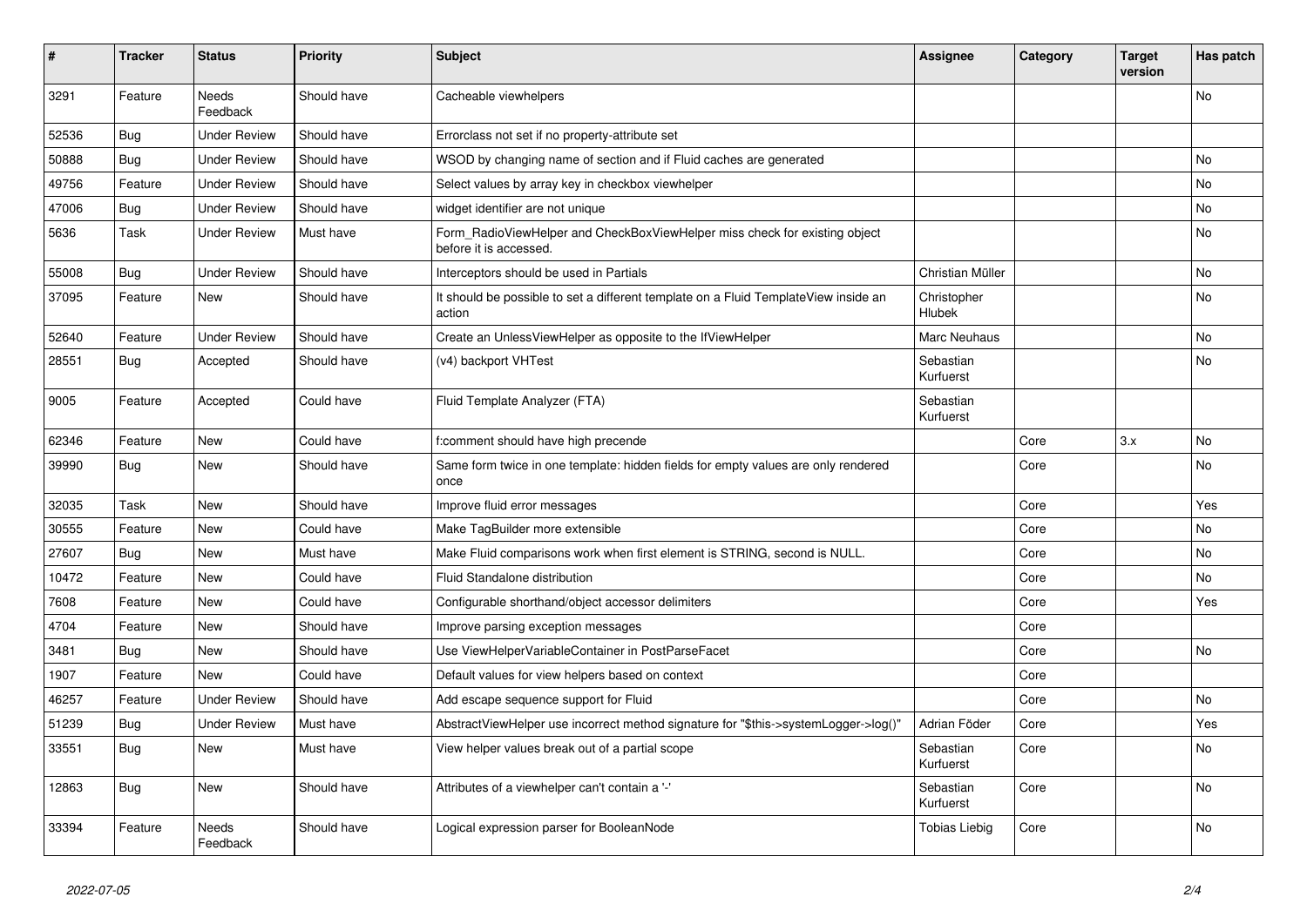| # | Tracker | Status | Priority | Subject | Assignee | Category | Target version | Has patch |
| --- | --- | --- | --- | --- | --- | --- | --- | --- |
| 3291 | Feature | Needs Feedback | Should have | Cacheable viewhelpers | | | | No |
| 52536 | Bug | Under Review | Should have | Errorclass not set if no property-attribute set | | | | |
| 50888 | Bug | Under Review | Should have | WSOD by changing name of section and if Fluid caches are generated | | | | No |
| 49756 | Feature | Under Review | Should have | Select values by array key in checkbox viewhelper | | | | No |
| 47006 | Bug | Under Review | Should have | widget identifier are not unique | | | | No |
| 5636 | Task | Under Review | Must have | Form_RadioViewHelper and CheckBoxViewHelper miss check for existing object before it is accessed. | | | | No |
| 55008 | Bug | Under Review | Should have | Interceptors should be used in Partials | Christian Müller | | | No |
| 37095 | Feature | New | Should have | It should be possible to set a different template on a Fluid TemplateView inside an action | Christopher Hlubek | | | No |
| 52640 | Feature | Under Review | Should have | Create an UnlessViewHelper as opposite to the IfViewHelper | Marc Neuhaus | | | No |
| 28551 | Bug | Accepted | Should have | (v4) backport VHTest | Sebastian Kurfuerst | | | No |
| 9005 | Feature | Accepted | Could have | Fluid Template Analyzer (FTA) | Sebastian Kurfuerst | | | |
| 62346 | Feature | New | Could have | f:comment should have high precende | | Core | 3.x | No |
| 39990 | Bug | New | Should have | Same form twice in one template: hidden fields for empty values are only rendered once | | Core | | No |
| 32035 | Task | New | Should have | Improve fluid error messages | | Core | | Yes |
| 30555 | Feature | New | Could have | Make TagBuilder more extensible | | Core | | No |
| 27607 | Bug | New | Must have | Make Fluid comparisons work when first element is STRING, second is NULL. | | Core | | No |
| 10472 | Feature | New | Could have | Fluid Standalone distribution | | Core | | No |
| 7608 | Feature | New | Could have | Configurable shorthand/object accessor delimiters | | Core | | Yes |
| 4704 | Feature | New | Should have | Improve parsing exception messages | | Core | | |
| 3481 | Bug | New | Should have | Use ViewHelperVariableContainer in PostParseFacet | | Core | | No |
| 1907 | Feature | New | Could have | Default values for view helpers based on context | | Core | | |
| 46257 | Feature | Under Review | Should have | Add escape sequence support for Fluid | | Core | | No |
| 51239 | Bug | Under Review | Must have | AbstractViewHelper use incorrect method signature for "$this->systemLogger->log()" | Adrian Föder | Core | | Yes |
| 33551 | Bug | New | Must have | View helper values break out of a partial scope | Sebastian Kurfuerst | Core | | No |
| 12863 | Bug | New | Should have | Attributes of a viewhelper can't contain a '-' | Sebastian Kurfuerst | Core | | No |
| 33394 | Feature | Needs Feedback | Should have | Logical expression parser for BooleanNode | Tobias Liebig | Core | | No |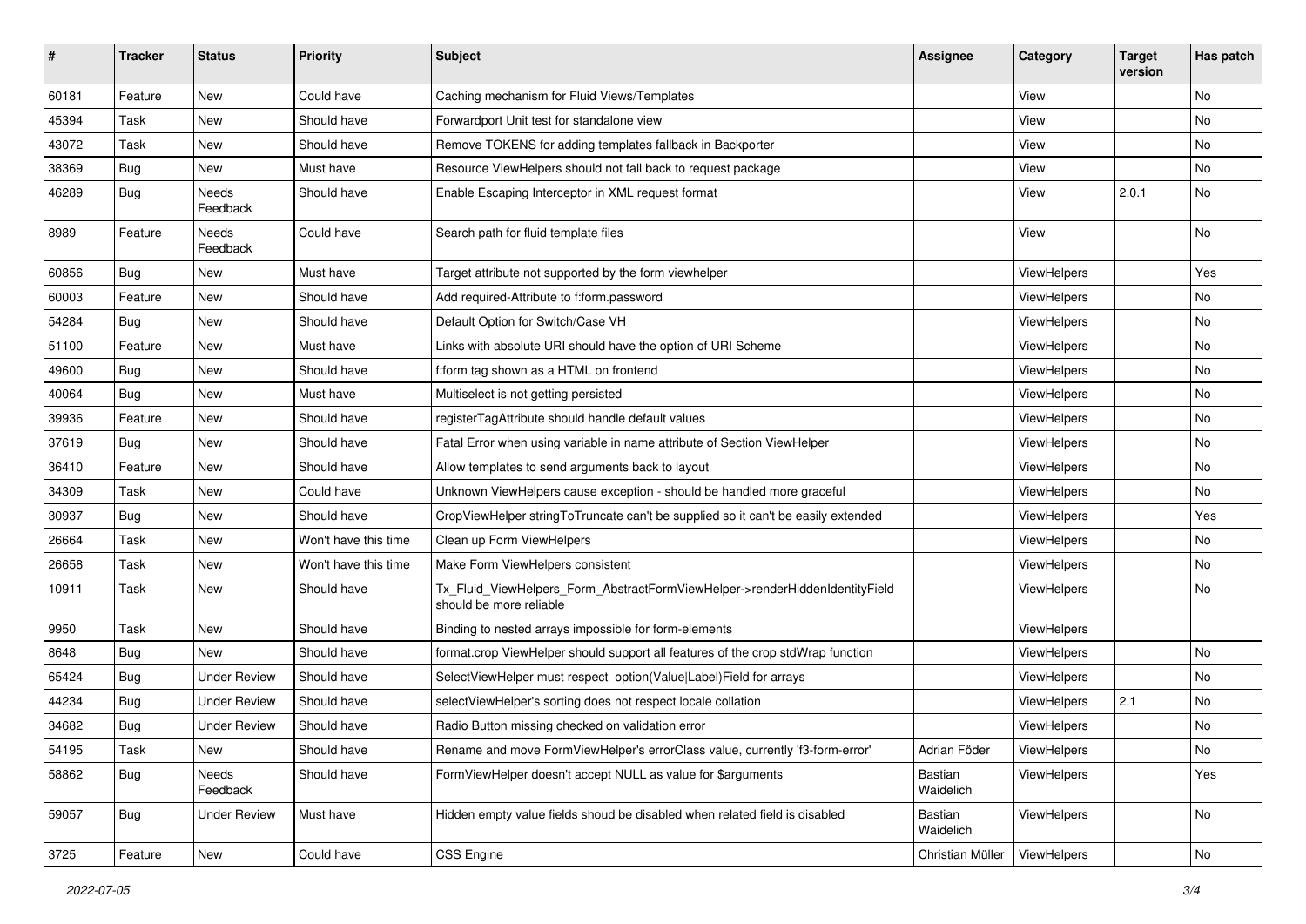| # | Tracker | Status | Priority | Subject | Assignee | Category | Target version | Has patch |
|---|---|---|---|---|---|---|---|---|
| 60181 | Feature | New | Could have | Caching mechanism for Fluid Views/Templates | | View | | No |
| 45394 | Task | New | Should have | Forwardport Unit test for standalone view | | View | | No |
| 43072 | Task | New | Should have | Remove TOKENS for adding templates fallback in Backporter | | View | | No |
| 38369 | Bug | New | Must have | Resource ViewHelpers should not fall back to request package | | View | | No |
| 46289 | Bug | Needs Feedback | Should have | Enable Escaping Interceptor in XML request format | | View | 2.0.1 | No |
| 8989 | Feature | Needs Feedback | Could have | Search path for fluid template files | | View | | No |
| 60856 | Bug | New | Must have | Target attribute not supported by the form viewhelper | | ViewHelpers | | Yes |
| 60003 | Feature | New | Should have | Add required-Attribute to f:form.password | | ViewHelpers | | No |
| 54284 | Bug | New | Should have | Default Option for Switch/Case VH | | ViewHelpers | | No |
| 51100 | Feature | New | Must have | Links with absolute URI should have the option of URI Scheme | | ViewHelpers | | No |
| 49600 | Bug | New | Should have | f:form tag shown as a HTML on frontend | | ViewHelpers | | No |
| 40064 | Bug | New | Must have | Multiselect is not getting persisted | | ViewHelpers | | No |
| 39936 | Feature | New | Should have | registerTagAttribute should handle default values | | ViewHelpers | | No |
| 37619 | Bug | New | Should have | Fatal Error when using variable in name attribute of Section ViewHelper | | ViewHelpers | | No |
| 36410 | Feature | New | Should have | Allow templates to send arguments back to layout | | ViewHelpers | | No |
| 34309 | Task | New | Could have | Unknown ViewHelpers cause exception - should be handled more graceful | | ViewHelpers | | No |
| 30937 | Bug | New | Should have | CropViewHelper stringToTruncate can't be supplied so it can't be easily extended | | ViewHelpers | | Yes |
| 26664 | Task | New | Won't have this time | Clean up Form ViewHelpers | | ViewHelpers | | No |
| 26658 | Task | New | Won't have this time | Make Form ViewHelpers consistent | | ViewHelpers | | No |
| 10911 | Task | New | Should have | Tx_Fluid_ViewHelpers_Form_AbstractFormViewHelper->renderHiddenIdentityField should be more reliable | | ViewHelpers | | No |
| 9950 | Task | New | Should have | Binding to nested arrays impossible for form-elements | | ViewHelpers | | |
| 8648 | Bug | New | Should have | format.crop ViewHelper should support all features of the crop stdWrap function | | ViewHelpers | | No |
| 65424 | Bug | Under Review | Should have | SelectViewHelper must respect option(Value\|Label)Field for arrays | | ViewHelpers | | No |
| 44234 | Bug | Under Review | Should have | selectViewHelper's sorting does not respect locale collation | | ViewHelpers | 2.1 | No |
| 34682 | Bug | Under Review | Should have | Radio Button missing checked on validation error | | ViewHelpers | | No |
| 54195 | Task | New | Should have | Rename and move FormViewHelper's errorClass value, currently 'f3-form-error' | Adrian Föder | ViewHelpers | | No |
| 58862 | Bug | Needs Feedback | Should have | FormViewHelper doesn't accept NULL as value for $arguments | Bastian Waidelich | ViewHelpers | | Yes |
| 59057 | Bug | Under Review | Must have | Hidden empty value fields shoud be disabled when related field is disabled | Bastian Waidelich | ViewHelpers | | No |
| 3725 | Feature | New | Could have | CSS Engine | Christian Müller | ViewHelpers | | No |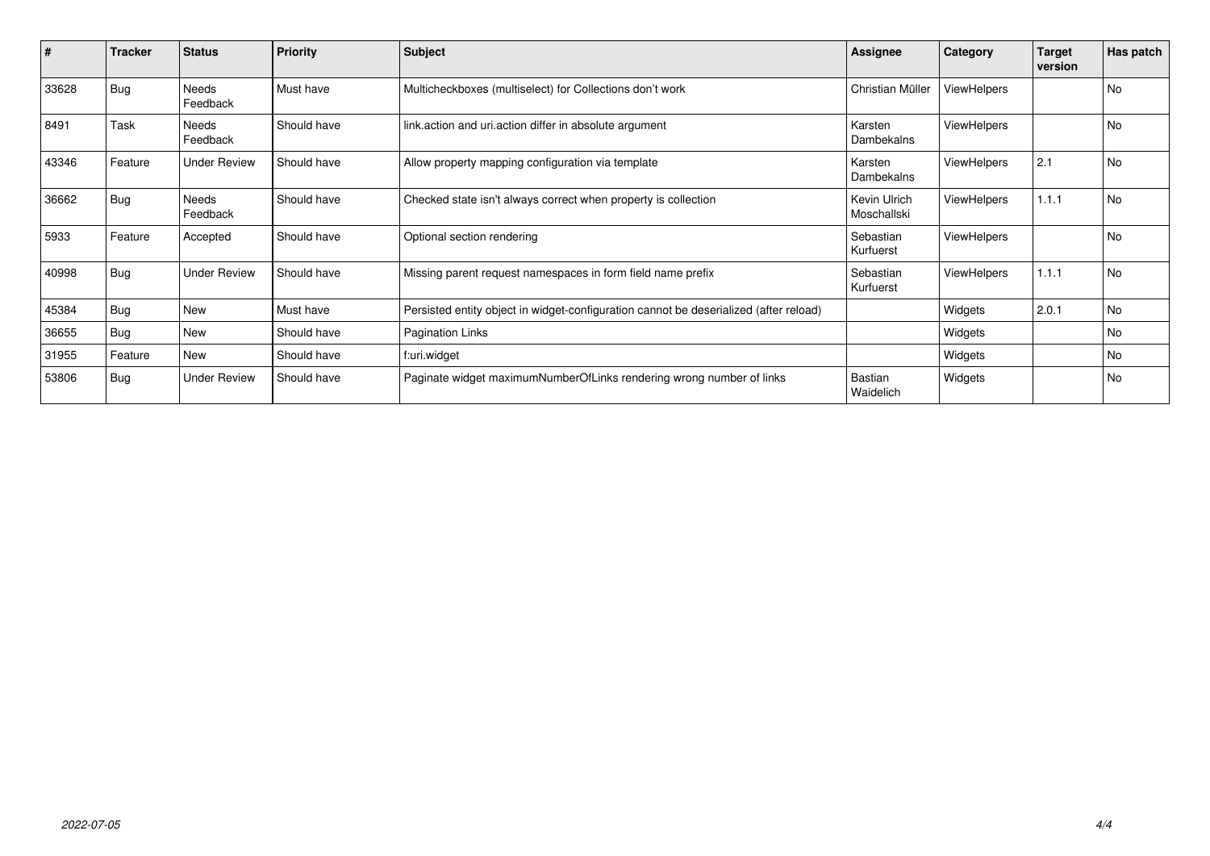| # | Tracker | Status | Priority | Subject | Assignee | Category | Target version | Has patch |
|---|---|---|---|---|---|---|---|---|
| 33628 | Bug | Needs Feedback | Must have | Multicheckboxes (multiselect) for Collections don't work | Christian Müller | ViewHelpers | | No |
| 8491 | Task | Needs Feedback | Should have | link.action and uri.action differ in absolute argument | Karsten Dambekalns | ViewHelpers | | No |
| 43346 | Feature | Under Review | Should have | Allow property mapping configuration via template | Karsten Dambekalns | ViewHelpers | 2.1 | No |
| 36662 | Bug | Needs Feedback | Should have | Checked state isn't always correct when property is collection | Kevin Ulrich Moschallski | ViewHelpers | 1.1.1 | No |
| 5933 | Feature | Accepted | Should have | Optional section rendering | Sebastian Kurfuerst | ViewHelpers | | No |
| 40998 | Bug | Under Review | Should have | Missing parent request namespaces in form field name prefix | Sebastian Kurfuerst | ViewHelpers | 1.1.1 | No |
| 45384 | Bug | New | Must have | Persisted entity object in widget-configuration cannot be deserialized (after reload) | | Widgets | 2.0.1 | No |
| 36655 | Bug | New | Should have | Pagination Links | | Widgets | | No |
| 31955 | Feature | New | Should have | f:uri.widget | | Widgets | | No |
| 53806 | Bug | Under Review | Should have | Paginate widget maximumNumberOfLinks rendering wrong number of links | Bastian Waidelich | Widgets | | No |

*2022-07-05*